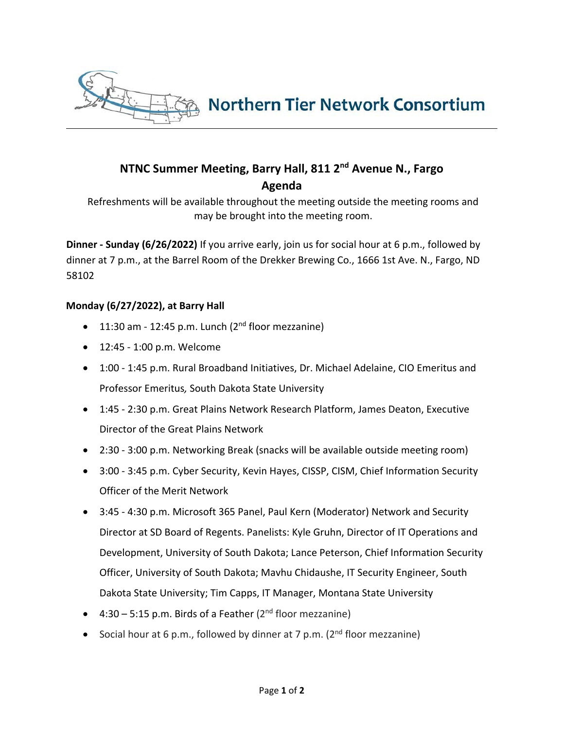Northern Tier Network Consortium

# NTNC Summer Meeting, Barry Hall, 811 2nd Avenue N., Fargo
# Agenda

Refreshments will be available throughout the meeting outside the meeting rooms and may be brought into the meeting room.

**Dinner - Sunday (6/26/2022)** If you arrive early, join us for social hour at 6 p.m., followed by dinner at 7 p.m., at the Barrel Room of the Drekker Brewing Co., 1666 1st Ave. N., Fargo, ND 58102

**Monday (6/27/2022), at Barry Hall**

- 11:30 am - 12:45 p.m. Lunch (2nd floor mezzanine)
- 12:45 - 1:00 p.m. Welcome
- 1:00 - 1:45 p.m. Rural Broadband Initiatives, Dr. Michael Adelaine, CIO Emeritus and Professor Emeritus*,* South Dakota State University
- 1:45 - 2:30 p.m. Great Plains Network Research Platform, James Deaton, Executive Director of the Great Plains Network
- 2:30 - 3:00 p.m. Networking Break (snacks will be available outside meeting room)
- 3:00 - 3:45 p.m. Cyber Security, Kevin Hayes, CISSP, CISM, Chief Information Security Officer of the Merit Network
- 3:45 - 4:30 p.m. Microsoft 365 Panel, Paul Kern (Moderator) Network and Security Director at SD Board of Regents. Panelists: Kyle Gruhn, Director of IT Operations and Development, University of South Dakota; Lance Peterson, Chief Information Security Officer, University of South Dakota; Mavhu Chidaushe, IT Security Engineer, South Dakota State University; Tim Capps, IT Manager, Montana State University
- 4:30 – 5:15 p.m. Birds of a Feather (2nd floor mezzanine)
- Social hour at 6 p.m., followed by dinner at 7 p.m. (2nd floor mezzanine)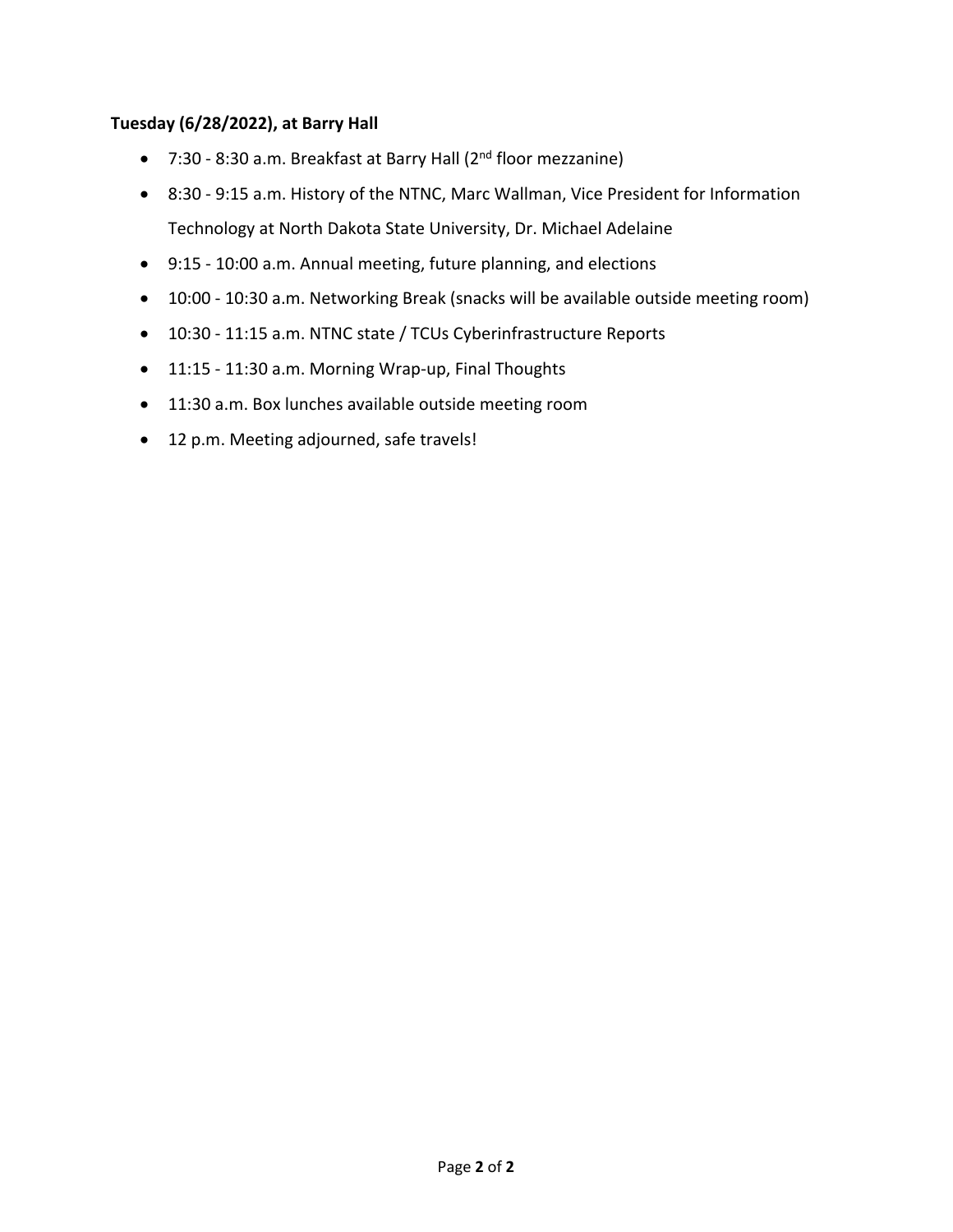**Tuesday (6/28/2022), at Barry Hall**

- 7:30 - 8:30 a.m. Breakfast at Barry Hall (2nd floor mezzanine)
- 8:30 - 9:15 a.m. History of the NTNC, Marc Wallman, Vice President for Information Technology at North Dakota State University, Dr. Michael Adelaine
- 9:15 - 10:00 a.m. Annual meeting, future planning, and elections
- 10:00 - 10:30 a.m. Networking Break (snacks will be available outside meeting room)
- 10:30 - 11:15 a.m. NTNC state / TCUs Cyberinfrastructure Reports
- 11:15 - 11:30 a.m. Morning Wrap-up, Final Thoughts
- 11:30 a.m. Box lunches available outside meeting room
- 12 p.m. Meeting adjourned, safe travels!